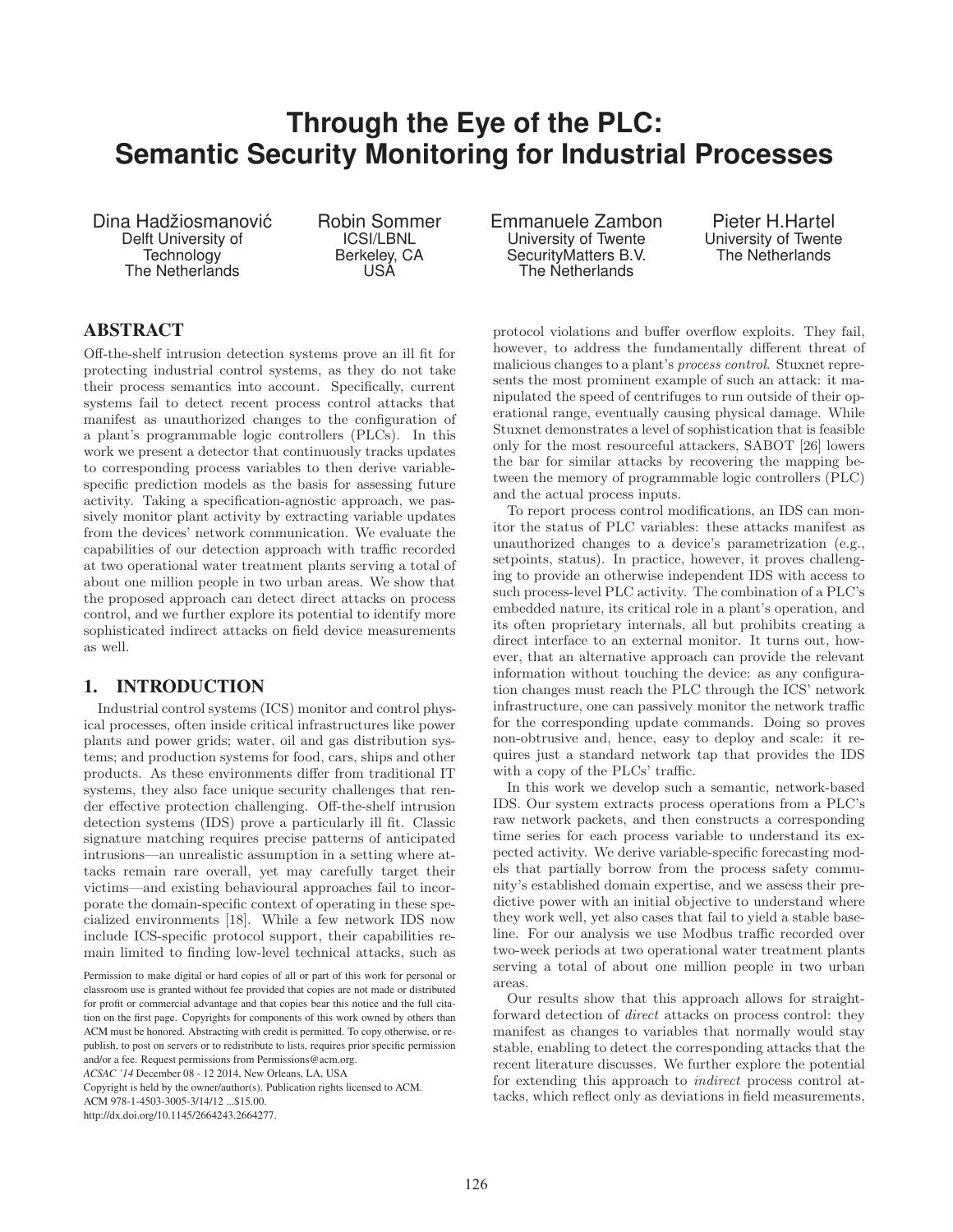# Through the Eye of the PLC: Semantic Security Monitoring for Industrial Processes

Dina Hadžiosmanović
Delft University of Technology
The Netherlands

Robin Sommer
ICSI/LBNL
Berkeley, CA
USA

Emmanuele Zambon
University of Twente
SecurityMatters B.V.
The Netherlands

Pieter H.Hartel
University of Twente
The Netherlands

## ABSTRACT

Off-the-shelf intrusion detection systems prove an ill fit for protecting industrial control systems, as they do not take their process semantics into account. Specifically, current systems fail to detect recent process control attacks that manifest as unauthorized changes to the configuration of a plant's programmable logic controllers (PLCs). In this work we present a detector that continuously tracks updates to corresponding process variables to then derive variable-specific prediction models as the basis for assessing future activity. Taking a specification-agnostic approach, we passively monitor plant activity by extracting variable updates from the devices' network communication. We evaluate the capabilities of our detection approach with traffic recorded at two operational water treatment plants serving a total of about one million people in two urban areas. We show that the proposed approach can detect direct attacks on process control, and we further explore its potential to identify more sophisticated indirect attacks on field device measurements as well.

## 1. INTRODUCTION

Industrial control systems (ICS) monitor and control physical processes, often inside critical infrastructures like power plants and power grids; water, oil and gas distribution systems; and production systems for food, cars, ships and other products. As these environments differ from traditional IT systems, they also face unique security challenges that render effective protection challenging. Off-the-shelf intrusion detection systems (IDS) prove a particularly ill fit. Classic signature matching requires precise patterns of anticipated intrusions—an unrealistic assumption in a setting where attacks remain rare overall, yet may carefully target their victims—and existing behavioural approaches fail to incorporate the domain-specific context of operating in these specialized environments [18]. While a few network IDS now include ICS-specific protocol support, their capabilities remain limited to finding low-level technical attacks, such as protocol violations and buffer overflow exploits. They fail, however, to address the fundamentally different threat of malicious changes to a plant's *process control*. Stuxnet represents the most prominent example of such an attack: it manipulated the speed of centrifuges to run outside of their operational range, eventually causing physical damage. While Stuxnet demonstrates a level of sophistication that is feasible only for the most resourceful attackers, SABOT [26] lowers the bar for similar attacks by recovering the mapping between the memory of programmable logic controllers (PLC) and the actual process inputs.

To report process control modifications, an IDS can monitor the status of PLC variables: these attacks manifest as unauthorized changes to a device's parametrization (e.g., setpoints, status). In practice, however, it proves challenging to provide an otherwise independent IDS with access to such process-level PLC activity. The combination of a PLC's embedded nature, its critical role in a plant's operation, and its often proprietary internals, all but prohibits creating a direct interface to an external monitor. It turns out, however, that an alternative approach can provide the relevant information without touching the device: as any configuration changes must reach the PLC through the ICS' network infrastructure, one can passively monitor the network traffic for the corresponding update commands. Doing so proves non-obtrusive and, hence, easy to deploy and scale: it requires just a standard network tap that provides the IDS with a copy of the PLCs' traffic.

In this work we develop such a semantic, network-based IDS. Our system extracts process operations from a PLC's raw network packets, and then constructs a corresponding time series for each process variable to understand its expected activity. We derive variable-specific forecasting models that partially borrow from the process safety community's established domain expertise, and we assess their predictive power with an initial objective to understand where they work well, yet also cases that fail to yield a stable baseline. For our analysis we use Modbus traffic recorded over two-week periods at two operational water treatment plants serving a total of about one million people in two urban areas.

Our results show that this approach allows for straightforward detection of *direct* attacks on process control: they manifest as changes to variables that normally would stay stable, enabling to detect the corresponding attacks that the recent literature discusses. We further explore the potential for extending this approach to *indirect* process control attacks, which reflect only as deviations in field measurements,

Permission to make digital or hard copies of all or part of this work for personal or classroom use is granted without fee provided that copies are not made or distributed for profit or commercial advantage and that copies bear this notice and the full citation on the first page. Copyrights for components of this work owned by others than ACM must be honored. Abstracting with credit is permitted. To copy otherwise, or republish, to post on servers or to redistribute to lists, requires prior specific permission and/or a fee. Request permissions from Permissions@acm.org.
*ACSAC '14* December 08 - 12 2014, New Orleans, LA, USA
Copyright is held by the owner/author(s). Publication rights licensed to ACM.
ACM 978-1-4503-3005-3/14/12 ...$15.00.
http://dx.doi.org/10.1145/2664243.2664277.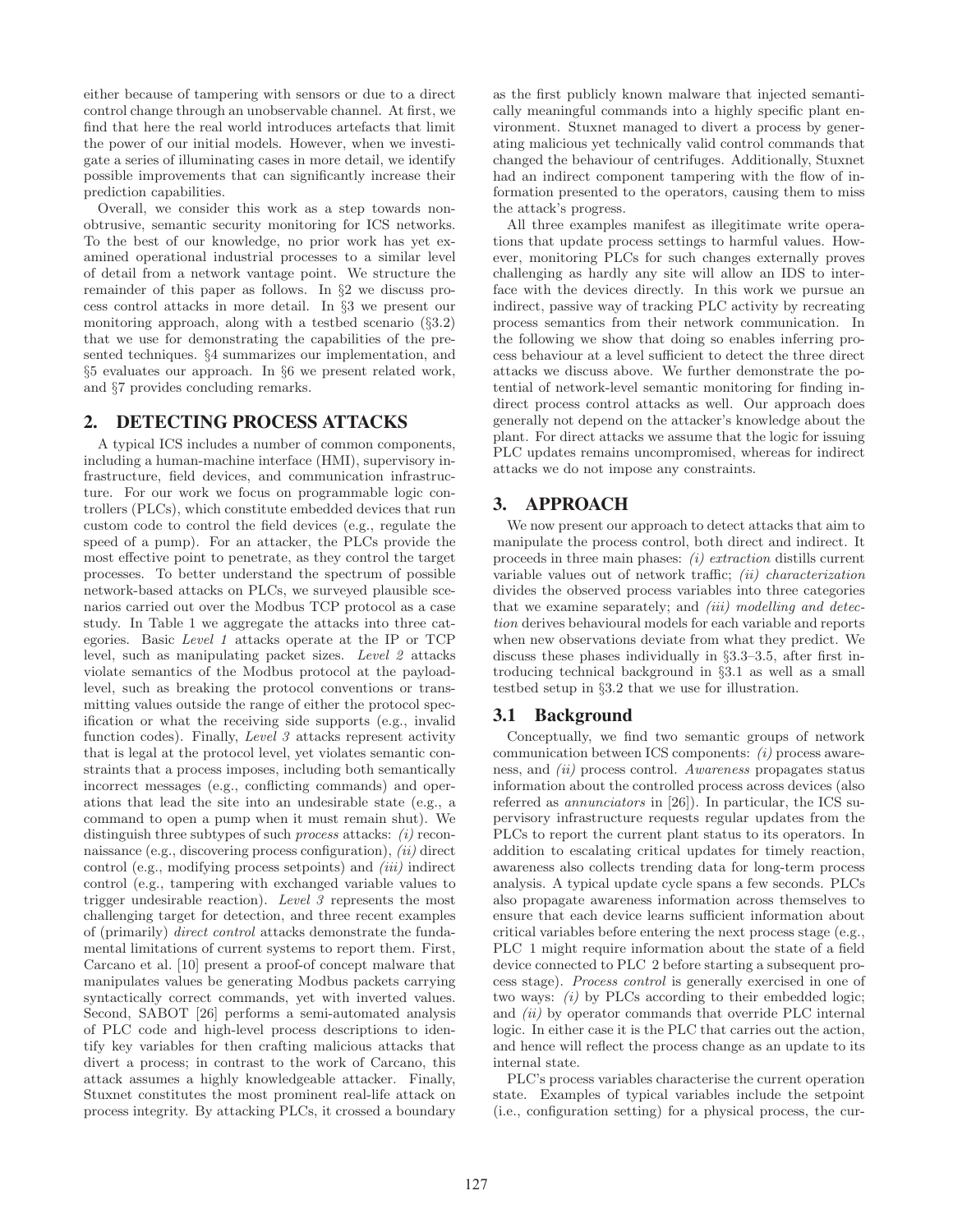either because of tampering with sensors or due to a direct control change through an unobservable channel. At first, we find that here the real world introduces artefacts that limit the power of our initial models. However, when we investigate a series of illuminating cases in more detail, we identify possible improvements that can significantly increase their prediction capabilities.

Overall, we consider this work as a step towards non-obtrusive, semantic security monitoring for ICS networks. To the best of our knowledge, no prior work has yet examined operational industrial processes to a similar level of detail from a network vantage point. We structure the remainder of this paper as follows. In §2 we discuss process control attacks in more detail. In §3 we present our monitoring approach, along with a testbed scenario (§3.2) that we use for demonstrating the capabilities of the presented techniques. §4 summarizes our implementation, and §5 evaluates our approach. In §6 we present related work, and §7 provides concluding remarks.

## 2. DETECTING PROCESS ATTACKS

A typical ICS includes a number of common components, including a human-machine interface (HMI), supervisory infrastructure, field devices, and communication infrastructure. For our work we focus on programmable logic controllers (PLCs), which constitute embedded devices that run custom code to control the field devices (e.g., regulate the speed of a pump). For an attacker, the PLCs provide the most effective point to penetrate, as they control the target processes. To better understand the spectrum of possible network-based attacks on PLCs, we surveyed plausible scenarios carried out over the Modbus TCP protocol as a case study. In Table 1 we aggregate the attacks into three categories. Basic *Level 1* attacks operate at the IP or TCP level, such as manipulating packet sizes. *Level 2* attacks violate semantics of the Modbus protocol at the payload-level, such as breaking the protocol conventions or transmitting values outside the range of either the protocol specification or what the receiving side supports (e.g., invalid function codes). Finally, *Level 3* attacks represent activity that is legal at the protocol level, yet violates semantic constraints that a process imposes, including both semantically incorrect messages (e.g., conflicting commands) and operations that lead the site into an undesirable state (e.g., a command to open a pump when it must remain shut). We distinguish three subtypes of such *process* attacks: *(i)* reconnaissance (e.g., discovering process configuration), *(ii)* direct control (e.g., modifying process setpoints) and *(iii)* indirect control (e.g., tampering with exchanged variable values to trigger undesirable reaction). *Level 3* represents the most challenging target for detection, and three recent examples of (primarily) *direct control* attacks demonstrate the fundamental limitations of current systems to report them. First, Carcano et al. [10] present a proof-of concept malware that manipulates values be generating Modbus packets carrying syntactically correct commands, yet with inverted values. Second, SABOT [26] performs a semi-automated analysis of PLC code and high-level process descriptions to identify key variables for then crafting malicious attacks that divert a process; in contrast to the work of Carcano, this attack assumes a highly knowledgeable attacker. Finally, Stuxnet constitutes the most prominent real-life attack on process integrity. By attacking PLCs, it crossed a boundary as the first publicly known malware that injected semantically meaningful commands into a highly specific plant environment. Stuxnet managed to divert a process by generating malicious yet technically valid control commands that changed the behaviour of centrifuges. Additionally, Stuxnet had an indirect component tampering with the flow of information presented to the operators, causing them to miss the attack's progress.

All three examples manifest as illegitimate write operations that update process settings to harmful values. However, monitoring PLCs for such changes externally proves challenging as hardly any site will allow an IDS to interface with the devices directly. In this work we pursue an indirect, passive way of tracking PLC activity by recreating process semantics from their network communication. In the following we show that doing so enables inferring process behaviour at a level sufficient to detect the three direct attacks we discuss above. We further demonstrate the potential of network-level semantic monitoring for finding indirect process control attacks as well. Our approach does generally not depend on the attacker's knowledge about the plant. For direct attacks we assume that the logic for issuing PLC updates remains uncompromised, whereas for indirect attacks we do not impose any constraints.

## 3. APPROACH

We now present our approach to detect attacks that aim to manipulate the process control, both direct and indirect. It proceeds in three main phases: *(i) extraction* distills current variable values out of network traffic; *(ii) characterization* divides the observed process variables into three categories that we examine separately; and *(iii) modelling and detection* derives behavioural models for each variable and reports when new observations deviate from what they predict. We discuss these phases individually in §3.3–3.5, after first introducing technical background in §3.1 as well as a small testbed setup in §3.2 that we use for illustration.

### 3.1 Background

Conceptually, we find two semantic groups of network communication between ICS components: *(i)* process awareness, and *(ii)* process control. *Awareness* propagates status information about the controlled process across devices (also referred as *annunciators* in [26]). In particular, the ICS supervisory infrastructure requests regular updates from the PLCs to report the current plant status to its operators. In addition to escalating critical updates for timely reaction, awareness also collects trending data for long-term process analysis. A typical update cycle spans a few seconds. PLCs also propagate awareness information across themselves to ensure that each device learns sufficient information about critical variables before entering the next process stage (e.g., PLC 1 might require information about the state of a field device connected to PLC 2 before starting a subsequent process stage). *Process control* is generally exercised in one of two ways: *(i)* by PLCs according to their embedded logic; and *(ii)* by operator commands that override PLC internal logic. In either case it is the PLC that carries out the action, and hence will reflect the process change as an update to its internal state.

PLC's process variables characterise the current operation state. Examples of typical variables include the setpoint (i.e., configuration setting) for a physical process, the cur-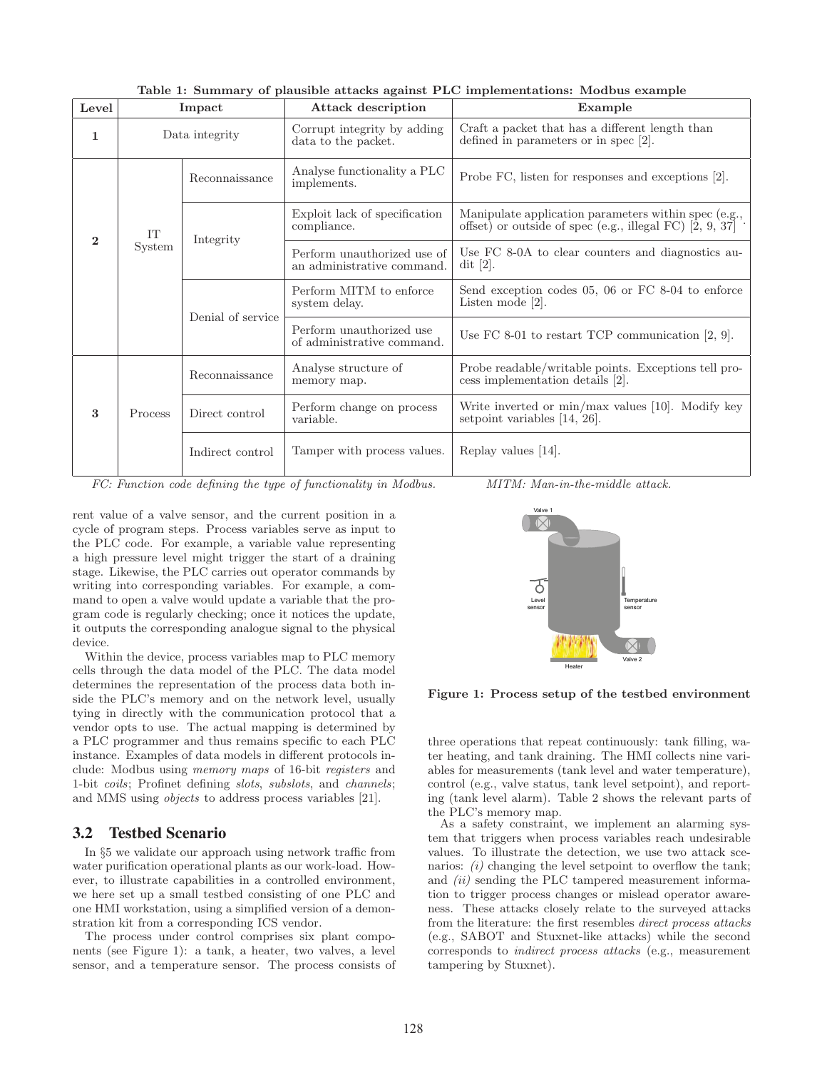Table 1: Summary of plausible attacks against PLC implementations: Modbus example

| Level | Impact | | Attack description | Example |
|---|---|---|---|---|
| 1 | Data integrity | | Corrupt integrity by adding data to the packet. | Craft a packet that has a different length than defined in parameters or in spec [2]. |
| 2 | IT System | Reconnaissance | Analyse functionality a PLC implements. | Probe FC, listen for responses and exceptions [2]. |
| | | Integrity | Exploit lack of specification compliance. | Manipulate application parameters within spec (e.g., offset) or outside of spec (e.g., illegal FC) [2, 9, 37]. |
| | | | Perform unauthorized use of an administrative command. | Use FC 8-0A to clear counters and diagnostics audit [2]. |
| | | Denial of service | Perform MITM to enforce system delay. | Send exception codes 05, 06 or FC 8-04 to enforce Listen mode [2]. |
| | | | Perform unauthorized use of administrative command. | Use FC 8-01 to restart TCP communication [2, 9]. |
| 3 | Process | Reconnaissance | Analyse structure of memory map. | Probe readable/writable points. Exceptions tell process implementation details [2]. |
| | | Direct control | Perform change on process variable. | Write inverted or min/max values [10]. Modify key setpoint variables [14, 26]. |
| | | Indirect control | Tamper with process values. | Replay values [14]. |

*FC: Function code defining the type of functionality in Modbus.* *MITM: Man-in-the-middle attack.*

rent value of a valve sensor, and the current position in a cycle of program steps. Process variables serve as input to the PLC code. For example, a variable value representing a high pressure level might trigger the start of a draining stage. Likewise, the PLC carries out operator commands by writing into corresponding variables. For example, a command to open a valve would update a variable that the program code is regularly checking; once it notices the update, it outputs the corresponding analogue signal to the physical device.

Within the device, process variables map to PLC memory cells through the data model of the PLC. The data model determines the representation of the process data both inside the PLC's memory and on the network level, usually tying in directly with the communication protocol that a vendor opts to use. The actual mapping is determined by a PLC programmer and thus remains specific to each PLC instance. Examples of data models in different protocols include: Modbus using *memory maps* of 16-bit *registers* and 1-bit *coils*; Profinet defining *slots*, *subslots*, and *channels*; and MMS using *objects* to address process variables [21].

## 3.2 Testbed Scenario

In §5 we validate our approach using network traffic from water purification operational plants as our work-load. However, to illustrate capabilities in a controlled environment, we here set up a small testbed consisting of one PLC and one HMI workstation, using a simplified version of a demonstration kit from a corresponding ICS vendor.

The process under control comprises six plant components (see Figure 1): a tank, a heater, two valves, a level sensor, and a temperature sensor. The process consists of three operations that repeat continuously: tank filling, water heating, and tank draining. The HMI collects nine variables for measurements (tank level and water temperature), control (e.g., valve status, tank level setpoint), and reporting (tank level alarm). Table 2 shows the relevant parts of the PLC's memory map.

**Figure 1: Process setup of the testbed environment**

As a safety constraint, we implement an alarming system that triggers when process variables reach undesirable values. To illustrate the detection, we use two attack scenarios: *(i)* changing the level setpoint to overflow the tank; and *(ii)* sending the PLC tampered measurement information to trigger process changes or mislead operator awareness. These attacks closely relate to the surveyed attacks from the literature: the first resembles *direct process attacks* (e.g., SABOT and Stuxnet-like attacks) while the second corresponds to *indirect process attacks* (e.g., measurement tampering by Stuxnet).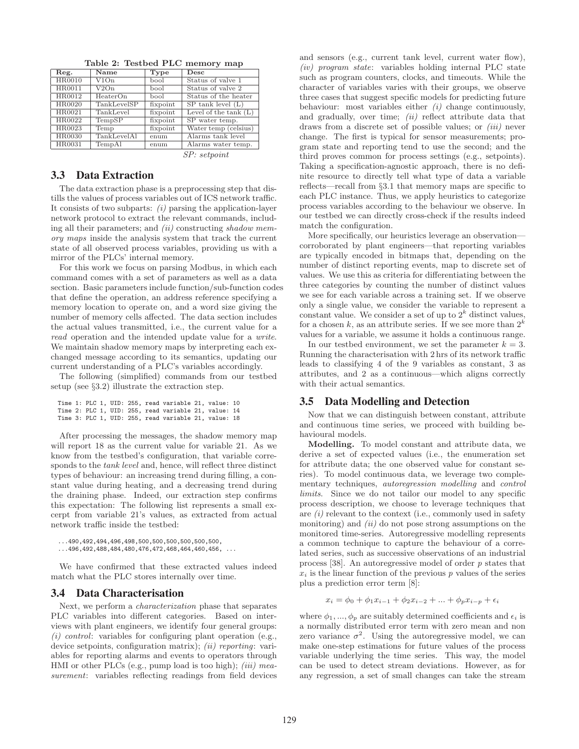**Table 2: Testbed PLC memory map**

| Reg. | Name | Type | Desc |
|---|---|---|---|
| HR0010 | V1On | bool | Status of valve 1 |
| HR0011 | V2On | bool | Status of valve 2 |
| HR0012 | HeaterOn | bool | Status of the heater |
| HR0020 | TankLevelSP | fixpoint | SP tank level (L) |
| HR0021 | TankLevel | fixpoint | Level of the tank (L) |
| HR0022 | TempSP | fixpoint | SP water temp. |
| HR0023 | Temp | fixpoint | Water temp (celsius) |
| HR0030 | TankLevelAl | enum | Alarms tank level |
| HR0031 | TempAl | enum | Alarms water temp. |

*SP: setpoint*

## 3.3 Data Extraction

The data extraction phase is a preprocessing step that distills the values of process variables out of ICS network traffic. It consists of two subparts: *(i)* parsing the application-layer network protocol to extract the relevant commands, including all their parameters; and *(ii)* constructing *shadow memory maps* inside the analysis system that track the current state of all observed process variables, providing us with a mirror of the PLCs' internal memory.

For this work we focus on parsing Modbus, in which each command comes with a set of parameters as well as a data section. Basic parameters include function/sub-function codes that define the operation, an address reference specifying a memory location to operate on, and a word size giving the number of memory cells affected. The data section includes the actual values transmitted, i.e., the current value for a *read* operation and the intended update value for a *write*. We maintain shadow memory maps by interpreting each exchanged message according to its semantics, updating our current understanding of a PLC's variables accordingly.

The following (simplified) commands from our testbed setup (see §3.2) illustrate the extraction step.

```
Time 1: PLC 1, UID: 255, read variable 21, value: 10
Time 2: PLC 1, UID: 255, read variable 21, value: 14
Time 3: PLC 1, UID: 255, read variable 21, value: 18
```

After processing the messages, the shadow memory map will report 18 as the current value for variable 21. As we know from the testbed's configuration, that variable corresponds to the *tank level* and, hence, will reflect three distinct types of behaviour: an increasing trend during filling, a constant value during heating, and a decreasing trend during the draining phase. Indeed, our extraction step confirms this expectation: The following list represents a small excerpt from variable 21's values, as extracted from actual network traffic inside the testbed:

```
...490,492,494,496,498,500,500,500,500,500,500,
...496,492,488,484,480,476,472,468,464,460,456, ...
```

We have confirmed that these extracted values indeed match what the PLC stores internally over time.

## 3.4 Data Characterisation

Next, we perform a *characterization* phase that separates PLC variables into different categories. Based on interviews with plant engineers, we identify four general groups: *(i) control*: variables for configuring plant operation (e.g., device setpoints, configuration matrix); *(ii) reporting*: variables for reporting alarms and events to operators through HMI or other PLCs (e.g., pump load is too high); *(iii) measurement*: variables reflecting readings from field devices and sensors (e.g., current tank level, current water flow), *(iv) program state*: variables holding internal PLC state such as program counters, clocks, and timeouts. While the character of variables varies with their groups, we observe three cases that suggest specific models for predicting future behaviour: most variables either *(i)* change continuously, and gradually, over time; *(ii)* reflect attribute data that draws from a discrete set of possible values; or *(iii)* never change. The first is typical for sensor measurements; program state and reporting tend to use the second; and the third proves common for process settings (e.g., setpoints). Taking a specification-agnostic approach, there is no definite resource to directly tell what type of data a variable reflects—recall from §3.1 that memory maps are specific to each PLC instance. Thus, we apply heuristics to categorize process variables according to the behaviour we observe. In our testbed we can directly cross-check if the results indeed match the configuration.

More specifically, our heuristics leverage an observation—corroborated by plant engineers—that reporting variables are typically encoded in bitmaps that, depending on the number of distinct reporting events, map to discrete set of values. We use this as criteria for differentiating between the three categories by counting the number of distinct values we see for each variable across a training set. If we observe only a single value, we consider the variable to represent a constant value. We consider a set of up to $2^k$ distinct values, for a chosen $k$, as an attribute series. If we see more than $2^k$ values for a variable, we assume it holds a continuous range.

In our testbed environment, we set the parameter $k = 3$. Running the characterisation with 2 hrs of its network traffic leads to classifying 4 of the 9 variables as constant, 3 as attributes, and 2 as a continuous—which aligns correctly with their actual semantics.

## 3.5 Data Modelling and Detection

Now that we can distinguish between constant, attribute and continuous time series, we proceed with building behavioural models.

**Modelling.** To model constant and attribute data, we derive a set of expected values (i.e., the enumeration set for attribute data; the one observed value for constant series). To model continuous data, we leverage two complementary techniques, *autoregression modelling* and *control limits*. Since we do not tailor our model to any specific process description, we choose to leverage techniques that are *(i)* relevant to the context (i.e., commonly used in safety monitoring) and *(ii)* do not pose strong assumptions on the monitored time-series. Autoregressive modelling represents a common technique to capture the behaviour of a correlated series, such as successive observations of an industrial process [38]. An autoregressive model of order $p$ states that $x_i$ is the linear function of the previous $p$ values of the series plus a prediction error term [8]:

$$x_i = \phi_0 + \phi_1 x_{i-1} + \phi_2 x_{i-2} + ... + \phi_p x_{i-p} + \epsilon_i$$

where $\phi_1, ..., \phi_p$ are suitably determined coefficients and $\epsilon_i$ is a normally distributed error term with zero mean and non zero variance $\sigma^2$. Using the autoregressive model, we can make one-step estimations for future values of the process variable underlying the time series. This way, the model can be used to detect stream deviations. However, as for any regression, a set of small changes can take the stream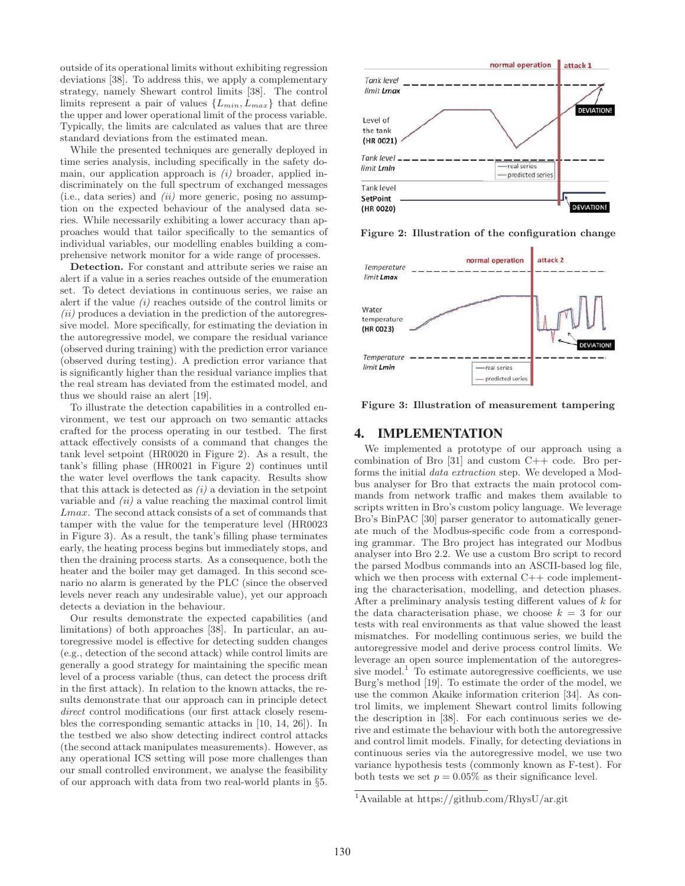outside of its operational limits without exhibiting regression deviations [38]. To address this, we apply a complementary strategy, namely Shewart control limits [38]. The control limits represent a pair of values $\{L_{min}, L_{max}\}$ that define the upper and lower operational limit of the process variable. Typically, the limits are calculated as values that are three standard deviations from the estimated mean.

While the presented techniques are generally deployed in time series analysis, including specifically in the safety domain, our application approach is *(i)* broader, applied indiscriminately on the full spectrum of exchanged messages (i.e., data series) and *(ii)* more generic, posing no assumption on the expected behaviour of the analysed data series. While necessarily exhibiting a lower accuracy than approaches would that tailor specifically to the semantics of individual variables, our modelling enables building a comprehensive network monitor for a wide range of processes.

**Detection.** For constant and attribute series we raise an alert if a value in a series reaches outside of the enumeration set. To detect deviations in continuous series, we raise an alert if the value *(i)* reaches outside of the control limits or *(ii)* produces a deviation in the prediction of the autoregressive model. More specifically, for estimating the deviation in the autoregressive model, we compare the residual variance (observed during training) with the prediction error variance (observed during testing). A prediction error variance that is significantly higher than the residual variance implies that the real stream has deviated from the estimated model, and thus we should raise an alert [19].

To illustrate the detection capabilities in a controlled environment, we test our approach on two semantic attacks crafted for the process operating in our testbed. The first attack effectively consists of a command that changes the tank level setpoint (HR0020 in Figure 2). As a result, the tank's filling phase (HR0021 in Figure 2) continues until the water level overflows the tank capacity. Results show that this attack is detected as *(i)* a deviation in the setpoint variable and *(ii)* a value reaching the maximal control limit *Lmax*. The second attack consists of a set of commands that tamper with the value for the temperature level (HR0023 in Figure 3). As a result, the tank's filling phase terminates early, the heating process begins but immediately stops, and then the draining process starts. As a consequence, both the heater and the boiler may get damaged. In this second scenario no alarm is generated by the PLC (since the observed levels never reach any undesirable value), yet our approach detects a deviation in the behaviour.

Our results demonstrate the expected capabilities (and limitations) of both approaches [38]. In particular, an autoregressive model is effective for detecting sudden changes (e.g., detection of the second attack) while control limits are generally a good strategy for maintaining the specific mean level of a process variable (thus, can detect the process drift in the first attack). In relation to the known attacks, the results demonstrate that our approach can in principle detect *direct* control modifications (our first attack closely resembles the corresponding semantic attacks in [10, 14, 26]). In the testbed we also show detecting indirect control attacks (the second attack manipulates measurements). However, as any operational ICS setting will pose more challenges than our small controlled environment, we analyse the feasibility of our approach with data from two real-world plants in §5.

**Figure 2: Illustration of the configuration change**

**Figure 3: Illustration of measurement tampering**

## 4. IMPLEMENTATION

We implemented a prototype of our approach using a combination of Bro [31] and custom C++ code. Bro performs the initial *data extraction* step. We developed a Modbus analyser for Bro that extracts the main protocol commands from network traffic and makes them available to scripts written in Bro's custom policy language. We leverage Bro's BinPAC [30] parser generator to automatically generate most of the Modbus-specific code from a corresponding grammar. The Bro project has integrated our Modbus analyser into Bro 2.2. We use a custom Bro script to record the parsed Modbus commands into an ASCII-based log file, which we then process with external C++ code implementing the characterisation, modelling, and detection phases. After a preliminary analysis testing different values of $k$ for the data characterisation phase, we choose $k = 3$ for our tests with real environments as that value showed the least mismatches. For modelling continuous series, we build the autoregressive model and derive process control limits. We leverage an open source implementation of the autoregressive model.[1] To estimate autoregressive coefficients, we use Burg's method [19]. To estimate the order of the model, we use the common Akaike information criterion [34]. As control limits, we implement Shewart control limits following the description in [38]. For each continuous series we derive and estimate the behaviour with both the autoregressive and control limit models. Finally, for detecting deviations in continuous series via the autoregressive model, we use two variance hypothesis tests (commonly known as F-test). For both tests we set $p = 0.05\%$ as their significance level.

[1] Available at https://github.com/RhysU/ar.git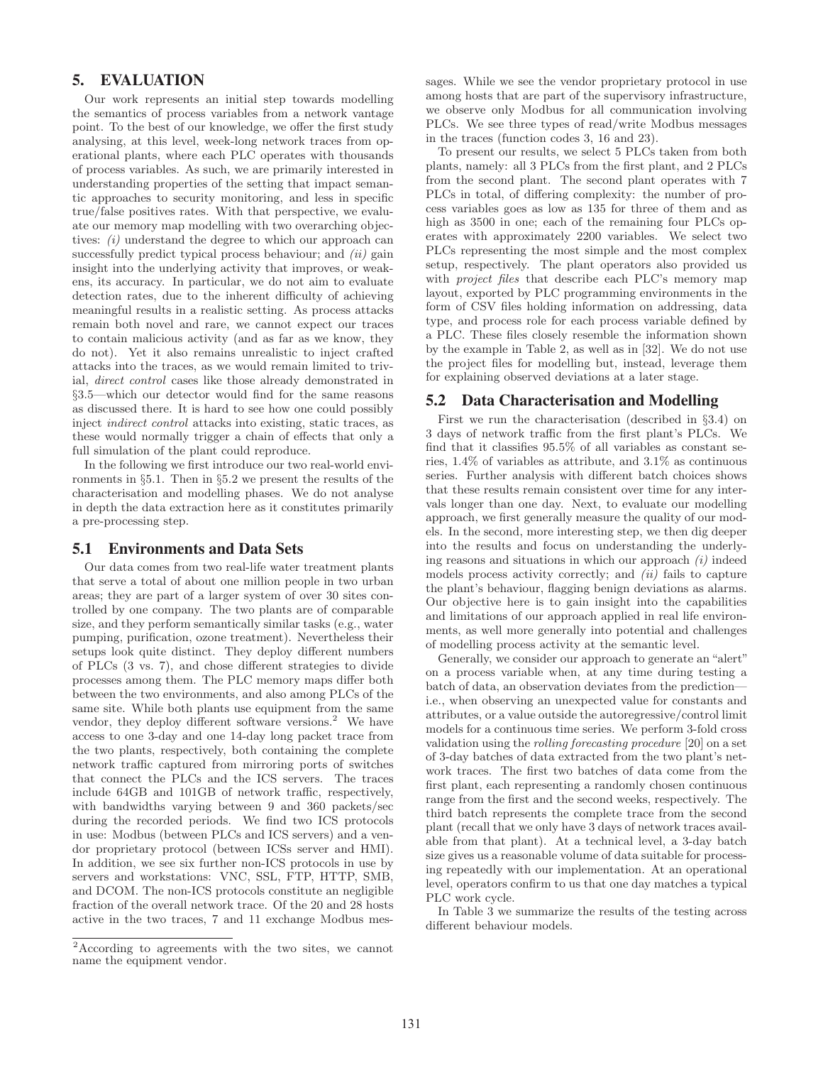## 5. EVALUATION

Our work represents an initial step towards modelling the semantics of process variables from a network vantage point. To the best of our knowledge, we offer the first study analysing, at this level, week-long network traces from operational plants, where each PLC operates with thousands of process variables. As such, we are primarily interested in understanding properties of the setting that impact semantic approaches to security monitoring, and less in specific true/false positives rates. With that perspective, we evaluate our memory map modelling with two overarching objectives: *(i)* understand the degree to which our approach can successfully predict typical process behaviour; and *(ii)* gain insight into the underlying activity that improves, or weakens, its accuracy. In particular, we do not aim to evaluate detection rates, due to the inherent difficulty of achieving meaningful results in a realistic setting. As process attacks remain both novel and rare, we cannot expect our traces to contain malicious activity (and as far as we know, they do not). Yet it also remains unrealistic to inject crafted attacks into the traces, as we would remain limited to trivial, *direct control* cases like those already demonstrated in §3.5—which our detector would find for the same reasons as discussed there. It is hard to see how one could possibly inject *indirect control* attacks into existing, static traces, as these would normally trigger a chain of effects that only a full simulation of the plant could reproduce.

In the following we first introduce our two real-world environments in §5.1. Then in §5.2 we present the results of the characterisation and modelling phases. We do not analyse in depth the data extraction here as it constitutes primarily a pre-processing step.

### 5.1 Environments and Data Sets

Our data comes from two real-life water treatment plants that serve a total of about one million people in two urban areas; they are part of a larger system of over 30 sites controlled by one company. The two plants are of comparable size, and they perform semantically similar tasks (e.g., water pumping, purification, ozone treatment). Nevertheless their setups look quite distinct. They deploy different numbers of PLCs (3 vs. 7), and chose different strategies to divide processes among them. The PLC memory maps differ both between the two environments, and also among PLCs of the same site. While both plants use equipment from the same vendor, they deploy different software versions.[2] We have access to one 3-day and one 14-day long packet trace from the two plants, respectively, both containing the complete network traffic captured from mirroring ports of switches that connect the PLCs and the ICS servers. The traces include 64GB and 101GB of network traffic, respectively, with bandwidths varying between 9 and 360 packets/sec during the recorded periods. We find two ICS protocols in use: Modbus (between PLCs and ICS servers) and a vendor proprietary protocol (between ICSs server and HMI). In addition, we see six further non-ICS protocols in use by servers and workstations: VNC, SSL, FTP, HTTP, SMB, and DCOM. The non-ICS protocols constitute an negligible fraction of the overall network trace. Of the 20 and 28 hosts active in the two traces, 7 and 11 exchange Modbus messages. While we see the vendor proprietary protocol in use among hosts that are part of the supervisory infrastructure, we observe only Modbus for all communication involving PLCs. We see three types of read/write Modbus messages in the traces (function codes 3, 16 and 23).

To present our results, we select 5 PLCs taken from both plants, namely: all 3 PLCs from the first plant, and 2 PLCs from the second plant. The second plant operates with 7 PLCs in total, of differing complexity: the number of process variables goes as low as 135 for three of them and as high as 3500 in one; each of the remaining four PLCs operates with approximately 2200 variables. We select two PLCs representing the most simple and the most complex setup, respectively. The plant operators also provided us with *project files* that describe each PLC's memory map layout, exported by PLC programming environments in the form of CSV files holding information on addressing, data type, and process role for each process variable defined by a PLC. These files closely resemble the information shown by the example in Table 2, as well as in [32]. We do not use the project files for modelling but, instead, leverage them for explaining observed deviations at a later stage.

### 5.2 Data Characterisation and Modelling

First we run the characterisation (described in §3.4) on 3 days of network traffic from the first plant's PLCs. We find that it classifies 95.5% of all variables as constant series, 1.4% of variables as attribute, and 3.1% as continuous series. Further analysis with different batch choices shows that these results remain consistent over time for any intervals longer than one day. Next, to evaluate our modelling approach, we first generally measure the quality of our models. In the second, more interesting step, we then dig deeper into the results and focus on understanding the underlying reasons and situations in which our approach *(i)* indeed models process activity correctly; and *(ii)* fails to capture the plant's behaviour, flagging benign deviations as alarms. Our objective here is to gain insight into the capabilities and limitations of our approach applied in real life environments, as well more generally into potential and challenges of modelling process activity at the semantic level.

Generally, we consider our approach to generate an "alert" on a process variable when, at any time during testing a batch of data, an observation deviates from the prediction—i.e., when observing an unexpected value for constants and attributes, or a value outside the autoregressive/control limit models for a continuous time series. We perform 3-fold cross validation using the *rolling forecasting procedure* [20] on a set of 3-day batches of data extracted from the two plant's network traces. The first two batches of data come from the first plant, each representing a randomly chosen continuous range from the first and the second weeks, respectively. The third batch represents the complete trace from the second plant (recall that we only have 3 days of network traces available from that plant). At a technical level, a 3-day batch size gives us a reasonable volume of data suitable for processing repeatedly with our implementation. At an operational level, operators confirm to us that one day matches a typical PLC work cycle.

In Table 3 we summarize the results of the testing across different behaviour models.

[2]According to agreements with the two sites, we cannot name the equipment vendor.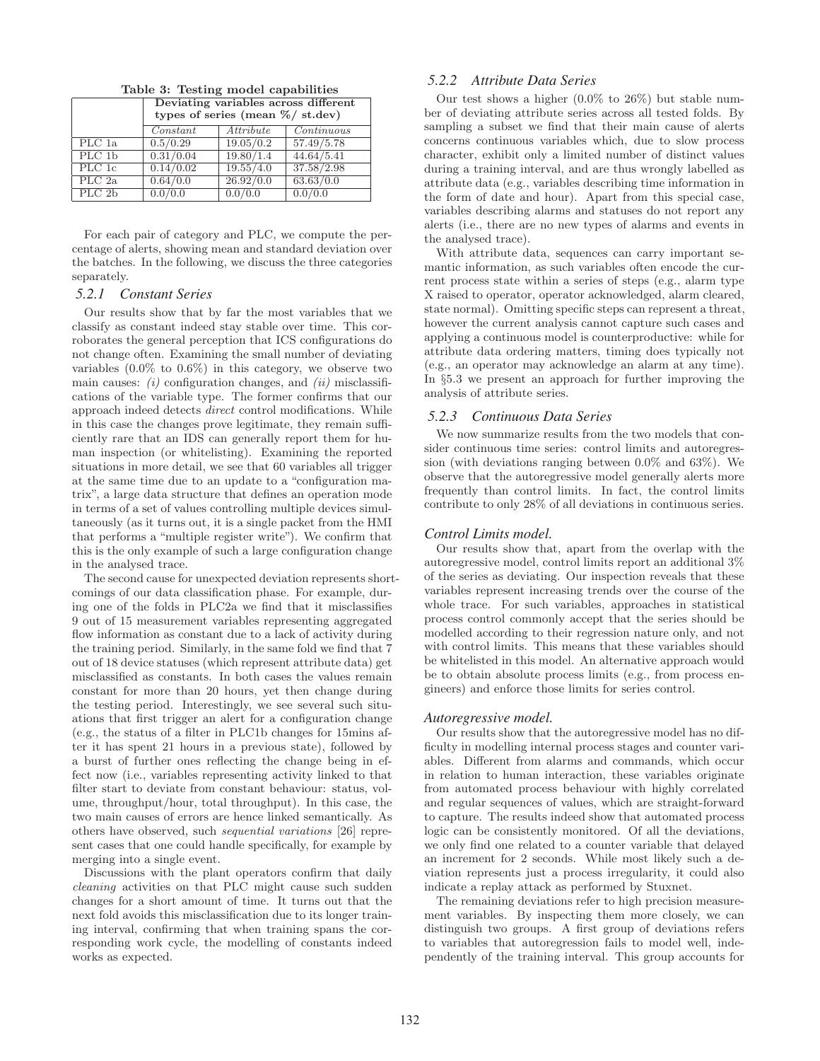**Table 3: Testing model capabilities**

| | Deviating variables across different types of series (mean %/ st.dev) | | |
|---|---|---|---|
| | *Constant* | *Attribute* | *Continuous* |
| PLC 1a | 0.5/0.29 | 19.05/0.2 | 57.49/5.78 |
| PLC 1b | 0.31/0.04 | 19.80/1.4 | 44.64/5.41 |
| PLC 1c | 0.14/0.02 | 19.55/4.0 | 37.58/2.98 |
| PLC 2a | 0.64/0.0 | 26.92/0.0 | 63.63/0.0 |
| PLC 2b | 0.0/0.0 | 0.0/0.0 | 0.0/0.0 |

For each pair of category and PLC, we compute the percentage of alerts, showing mean and standard deviation over the batches. In the following, we discuss the three categories separately.

### 5.2.1 Constant Series

Our results show that by far the most variables that we classify as constant indeed stay stable over time. This corroborates the general perception that ICS configurations do not change often. Examining the small number of deviating variables (0.0% to 0.6%) in this category, we observe two main causes: *(i)* configuration changes, and *(ii)* misclassifications of the variable type. The former confirms that our approach indeed detects *direct* control modifications. While in this case the changes prove legitimate, they remain sufficiently rare that an IDS can generally report them for human inspection (or whitelisting). Examining the reported situations in more detail, we see that 60 variables all trigger at the same time due to an update to a "configuration matrix", a large data structure that defines an operation mode in terms of a set of values controlling multiple devices simultaneously (as it turns out, it is a single packet from the HMI that performs a "multiple register write"). We confirm that this is the only example of such a large configuration change in the analysed trace.

The second cause for unexpected deviation represents shortcomings of our data classification phase. For example, during one of the folds in PLC2a we find that it misclassifies 9 out of 15 measurement variables representing aggregated flow information as constant due to a lack of activity during the training period. Similarly, in the same fold we find that 7 out of 18 device statuses (which represent attribute data) get misclassified as constants. In both cases the values remain constant for more than 20 hours, yet then change during the testing period. Interestingly, we see several such situations that first trigger an alert for a configuration change (e.g., the status of a filter in PLC1b changes for 15mins after it has spent 21 hours in a previous state), followed by a burst of further ones reflecting the change being in effect now (i.e., variables representing activity linked to that filter start to deviate from constant behaviour: status, volume, throughput/hour, total throughput). In this case, the two main causes of errors are hence linked semantically. As others have observed, such *sequential variations* [26] represent cases that one could handle specifically, for example by merging into a single event.

Discussions with the plant operators confirm that daily *cleaning* activities on that PLC might cause such sudden changes for a short amount of time. It turns out that the next fold avoids this misclassification due to its longer training interval, confirming that when training spans the corresponding work cycle, the modelling of constants indeed works as expected.

### 5.2.2 Attribute Data Series

Our test shows a higher (0.0% to 26%) but stable number of deviating attribute series across all tested folds. By sampling a subset we find that their main cause of alerts concerns continuous variables which, due to slow process character, exhibit only a limited number of distinct values during a training interval, and are thus wrongly labelled as attribute data (e.g., variables describing time information in the form of date and hour). Apart from this special case, variables describing alarms and statuses do not report any alerts (i.e., there are no new types of alarms and events in the analysed trace).

With attribute data, sequences can carry important semantic information, as such variables often encode the current process state within a series of steps (e.g., alarm type X raised to operator, operator acknowledged, alarm cleared, state normal). Omitting specific steps can represent a threat, however the current analysis cannot capture such cases and applying a continuous model is counterproductive: while for attribute data ordering matters, timing does typically not (e.g., an operator may acknowledge an alarm at any time). In §5.3 we present an approach for further improving the analysis of attribute series.

### 5.2.3 Continuous Data Series

We now summarize results from the two models that consider continuous time series: control limits and autoregression (with deviations ranging between 0.0% and 63%). We observe that the autoregressive model generally alerts more frequently than control limits. In fact, the control limits contribute to only 28% of all deviations in continuous series.

#### Control Limits model.

Our results show that, apart from the overlap with the autoregressive model, control limits report an additional 3% of the series as deviating. Our inspection reveals that these variables represent increasing trends over the course of the whole trace. For such variables, approaches in statistical process control commonly accept that the series should be modelled according to their regression nature only, and not with control limits. This means that these variables should be whitelisted in this model. An alternative approach would be to obtain absolute process limits (e.g., from process engineers) and enforce those limits for series control.

#### Autoregressive model.

Our results show that the autoregressive model has no difficulty in modelling internal process stages and counter variables. Different from alarms and commands, which occur in relation to human interaction, these variables originate from automated process behaviour with highly correlated and regular sequences of values, which are straight-forward to capture. The results indeed show that automated process logic can be consistently monitored. Of all the deviations, we only find one related to a counter variable that delayed an increment for 2 seconds. While most likely such a deviation represents just a process irregularity, it could also indicate a replay attack as performed by Stuxnet.

The remaining deviations refer to high precision measurement variables. By inspecting them more closely, we can distinguish two groups. A first group of deviations refers to variables that autoregression fails to model well, independently of the training interval. This group accounts for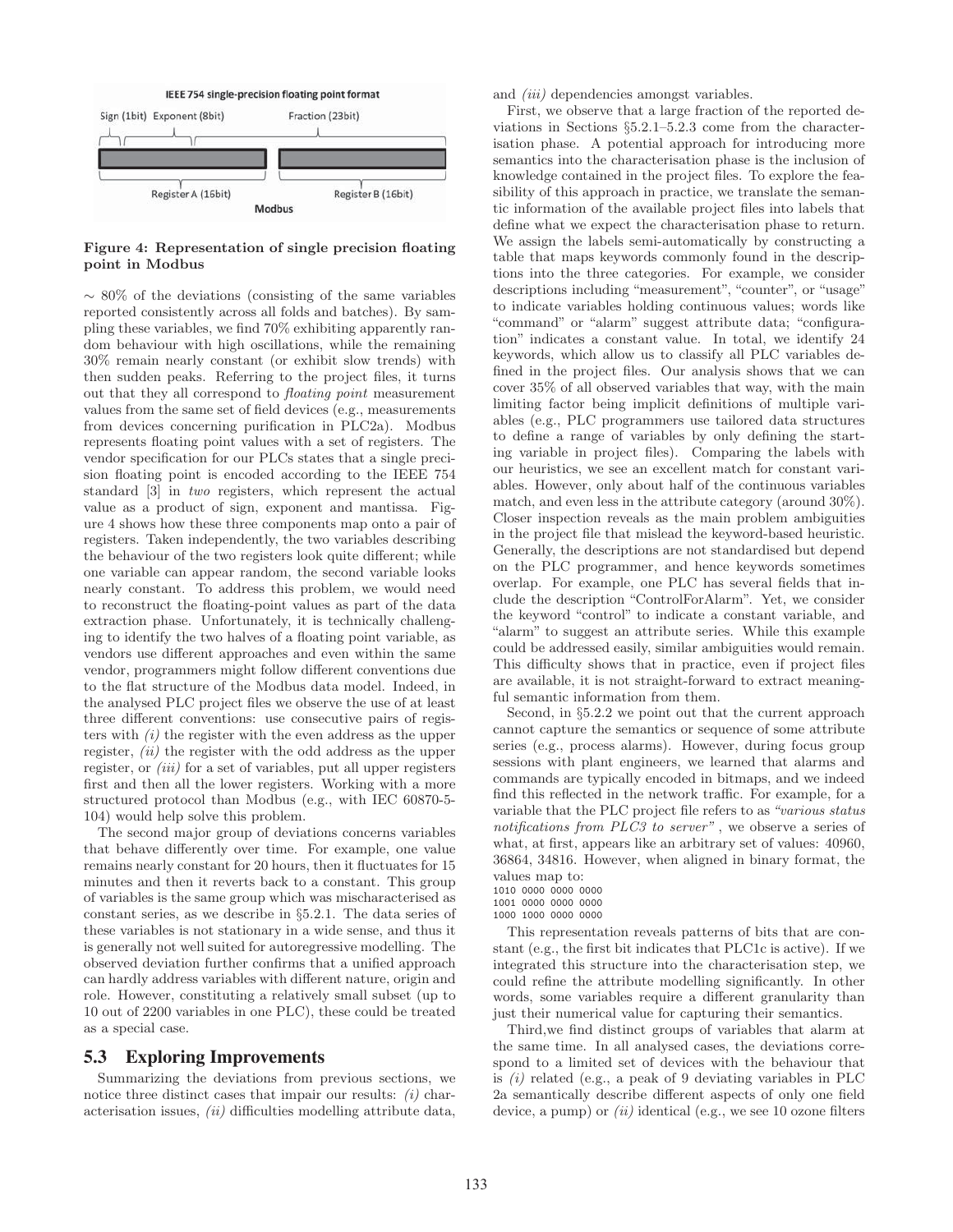IEEE 754 single-precision floating point format

Sign (1bit) Exponent (8bit) Fraction (23bit)

Register A (16bit) Register B (16bit)

Modbus

**Figure 4: Representation of single precision floating point in Modbus**

$\sim$ 80% of the deviations (consisting of the same variables reported consistently across all folds and batches). By sampling these variables, we find 70% exhibiting apparently random behaviour with high oscillations, while the remaining 30% remain nearly constant (or exhibit slow trends) with then sudden peaks. Referring to the project files, it turns out that they all correspond to *floating point* measurement values from the same set of field devices (e.g., measurements from devices concerning purification in PLC2a). Modbus represents floating point values with a set of registers. The vendor specification for our PLCs states that a single precision floating point is encoded according to the IEEE 754 standard [3] in *two* registers, which represent the actual value as a product of sign, exponent and mantissa. Figure 4 shows how these three components map onto a pair of registers. Taken independently, the two variables describing the behaviour of the two registers look quite different; while one variable can appear random, the second variable looks nearly constant. To address this problem, we would need to reconstruct the floating-point values as part of the data extraction phase. Unfortunately, it is technically challenging to identify the two halves of a floating point variable, as vendors use different approaches and even within the same vendor, programmers might follow different conventions due to the flat structure of the Modbus data model. Indeed, in the analysed PLC project files we observe the use of at least three different conventions: use consecutive pairs of registers with *(i)* the register with the even address as the upper register, *(ii)* the register with the odd address as the upper register, or *(iii)* for a set of variables, put all upper registers first and then all the lower registers. Working with a more structured protocol than Modbus (e.g., with IEC 60870-5-104) would help solve this problem.

The second major group of deviations concerns variables that behave differently over time. For example, one value remains nearly constant for 20 hours, then it fluctuates for 15 minutes and then it reverts back to a constant. This group of variables is the same group which was mischaracterised as constant series, as we describe in §5.2.1. The data series of these variables is not stationary in a wide sense, and thus it is generally not well suited for autoregressive modelling. The observed deviation further confirms that a unified approach can hardly address variables with different nature, origin and role. However, constituting a relatively small subset (up to 10 out of 2200 variables in one PLC), these could be treated as a special case.

## 5.3 Exploring Improvements

Summarizing the deviations from previous sections, we notice three distinct cases that impair our results: *(i)* characterisation issues, *(ii)* difficulties modelling attribute data, and *(iii)* dependencies amongst variables.

First, we observe that a large fraction of the reported deviations in Sections §5.2.1–5.2.3 come from the characterisation phase. A potential approach for introducing more semantics into the characterisation phase is the inclusion of knowledge contained in the project files. To explore the feasibility of this approach in practice, we translate the semantic information of the available project files into labels that define what we expect the characterisation phase to return. We assign the labels semi-automatically by constructing a table that maps keywords commonly found in the descriptions into the three categories. For example, we consider descriptions including "measurement", "counter", or "usage" to indicate variables holding continuous values; words like "command" or "alarm" suggest attribute data; "configuration" indicates a constant value. In total, we identify 24 keywords, which allow us to classify all PLC variables defined in the project files. Our analysis shows that we can cover 35% of all observed variables that way, with the main limiting factor being implicit definitions of multiple variables (e.g., PLC programmers use tailored data structures to define a range of variables by only defining the starting variable in project files). Comparing the labels with our heuristics, we see an excellent match for constant variables. However, only about half of the continuous variables match, and even less in the attribute category (around 30%). Closer inspection reveals as the main problem ambiguities in the project file that mislead the keyword-based heuristic. Generally, the descriptions are not standardised but depend on the PLC programmer, and hence keywords sometimes overlap. For example, one PLC has several fields that include the description "ControlForAlarm". Yet, we consider the keyword "control" to indicate a constant variable, and "alarm" to suggest an attribute series. While this example could be addressed easily, similar ambiguities would remain. This difficulty shows that in practice, even if project files are available, it is not straight-forward to extract meaningful semantic information from them.

Second, in §5.2.2 we point out that the current approach cannot capture the semantics or sequence of some attribute series (e.g., process alarms). However, during focus group sessions with plant engineers, we learned that alarms and commands are typically encoded in bitmaps, and we indeed find this reflected in the network traffic. For example, for a variable that the PLC project file refers to as *"various status notifications from PLC3 to server"*, we observe a series of what, at first, appears like an arbitrary set of values: 40960, 36864, 34816. However, when aligned in binary format, the values map to:

```
1010 0000 0000 0000
1001 0000 0000 0000
1000 1000 0000 0000
```

This representation reveals patterns of bits that are constant (e.g., the first bit indicates that PLC1c is active). If we integrated this structure into the characterisation step, we could refine the attribute modelling significantly. In other words, some variables require a different granularity than just their numerical value for capturing their semantics.

Third,we find distinct groups of variables that alarm at the same time. In all analysed cases, the deviations correspond to a limited set of devices with the behaviour that is *(i)* related (e.g., a peak of 9 deviating variables in PLC 2a semantically describe different aspects of only one field device, a pump) or *(ii)* identical (e.g., we see 10 ozone filters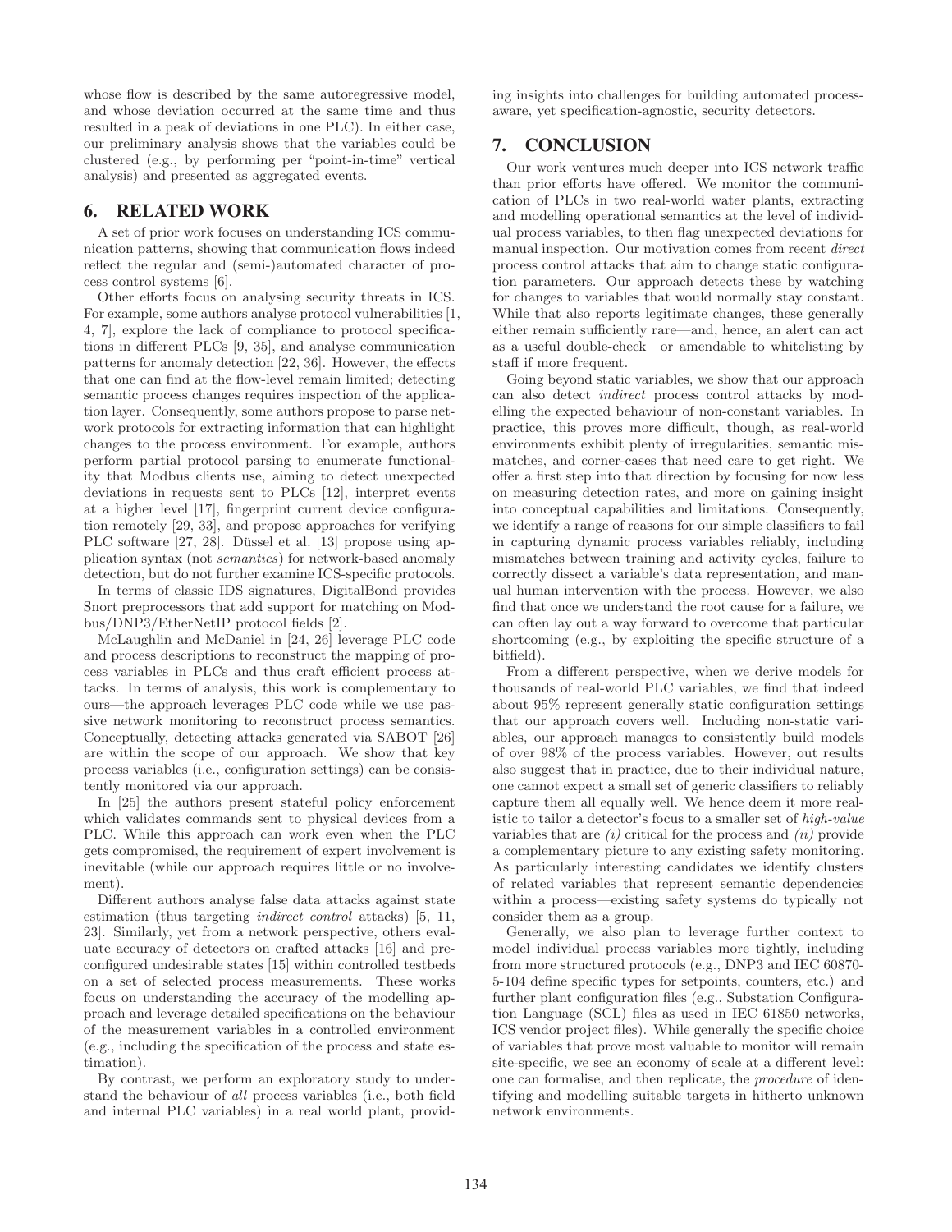whose flow is described by the same autoregressive model, and whose deviation occurred at the same time and thus resulted in a peak of deviations in one PLC). In either case, our preliminary analysis shows that the variables could be clustered (e.g., by performing per "point-in-time" vertical analysis) and presented as aggregated events.

## 6. RELATED WORK

A set of prior work focuses on understanding ICS communication patterns, showing that communication flows indeed reflect the regular and (semi-)automated character of process control systems [6].

Other efforts focus on analysing security threats in ICS. For example, some authors analyse protocol vulnerabilities [1, 4, 7], explore the lack of compliance to protocol specifications in different PLCs [9, 35], and analyse communication patterns for anomaly detection [22, 36]. However, the effects that one can find at the flow-level remain limited; detecting semantic process changes requires inspection of the application layer. Consequently, some authors propose to parse network protocols for extracting information that can highlight changes to the process environment. For example, authors perform partial protocol parsing to enumerate functionality that Modbus clients use, aiming to detect unexpected deviations in requests sent to PLCs [12], interpret events at a higher level [17], fingerprint current device configuration remotely [29, 33], and propose approaches for verifying PLC software [27, 28]. Düssel et al. [13] propose using application syntax (not *semantics*) for network-based anomaly detection, but do not further examine ICS-specific protocols.

In terms of classic IDS signatures, DigitalBond provides Snort preprocessors that add support for matching on Modbus/DNP3/EtherNetIP protocol fields [2].

McLaughlin and McDaniel in [24, 26] leverage PLC code and process descriptions to reconstruct the mapping of process variables in PLCs and thus craft efficient process attacks. In terms of analysis, this work is complementary to ours—the approach leverages PLC code while we use passive network monitoring to reconstruct process semantics. Conceptually, detecting attacks generated via SABOT [26] are within the scope of our approach. We show that key process variables (i.e., configuration settings) can be consistently monitored via our approach.

In [25] the authors present stateful policy enforcement which validates commands sent to physical devices from a PLC. While this approach can work even when the PLC gets compromised, the requirement of expert involvement is inevitable (while our approach requires little or no involvement).

Different authors analyse false data attacks against state estimation (thus targeting *indirect control* attacks) [5, 11, 23]. Similarly, yet from a network perspective, others evaluate accuracy of detectors on crafted attacks [16] and preconfigured undesirable states [15] within controlled testbeds on a set of selected process measurements. These works focus on understanding the accuracy of the modelling approach and leverage detailed specifications on the behaviour of the measurement variables in a controlled environment (e.g., including the specification of the process and state estimation).

By contrast, we perform an exploratory study to understand the behaviour of *all* process variables (i.e., both field and internal PLC variables) in a real world plant, providing insights into challenges for building automated process-aware, yet specification-agnostic, security detectors.

## 7. CONCLUSION

Our work ventures much deeper into ICS network traffic than prior efforts have offered. We monitor the communication of PLCs in two real-world water plants, extracting and modelling operational semantics at the level of individual process variables, to then flag unexpected deviations for manual inspection. Our motivation comes from recent *direct* process control attacks that aim to change static configuration parameters. Our approach detects these by watching for changes to variables that would normally stay constant. While that also reports legitimate changes, these generally either remain sufficiently rare—and, hence, an alert can act as a useful double-check—or amendable to whitelisting by staff if more frequent.

Going beyond static variables, we show that our approach can also detect *indirect* process control attacks by modelling the expected behaviour of non-constant variables. In practice, this proves more difficult, though, as real-world environments exhibit plenty of irregularities, semantic mismatches, and corner-cases that need care to get right. We offer a first step into that direction by focusing for now less on measuring detection rates, and more on gaining insight into conceptual capabilities and limitations. Consequently, we identify a range of reasons for our simple classifiers to fail in capturing dynamic process variables reliably, including mismatches between training and activity cycles, failure to correctly dissect a variable's data representation, and manual human intervention with the process. However, we also find that once we understand the root cause for a failure, we can often lay out a way forward to overcome that particular shortcoming (e.g., by exploiting the specific structure of a bitfield).

From a different perspective, when we derive models for thousands of real-world PLC variables, we find that indeed about 95% represent generally static configuration settings that our approach covers well. Including non-static variables, our approach manages to consistently build models of over 98% of the process variables. However, out results also suggest that in practice, due to their individual nature, one cannot expect a small set of generic classifiers to reliably capture them all equally well. We hence deem it more realistic to tailor a detector's focus to a smaller set of *high-value* variables that are *(i)* critical for the process and *(ii)* provide a complementary picture to any existing safety monitoring. As particularly interesting candidates we identify clusters of related variables that represent semantic dependencies within a process—existing safety systems do typically not consider them as a group.

Generally, we also plan to leverage further context to model individual process variables more tightly, including from more structured protocols (e.g., DNP3 and IEC 60870-5-104 define specific types for setpoints, counters, etc.) and further plant configuration files (e.g., Substation Configuration Language (SCL) files as used in IEC 61850 networks, ICS vendor project files). While generally the specific choice of variables that prove most valuable to monitor will remain site-specific, we see an economy of scale at a different level: one can formalise, and then replicate, the *procedure* of identifying and modelling suitable targets in hitherto unknown network environments.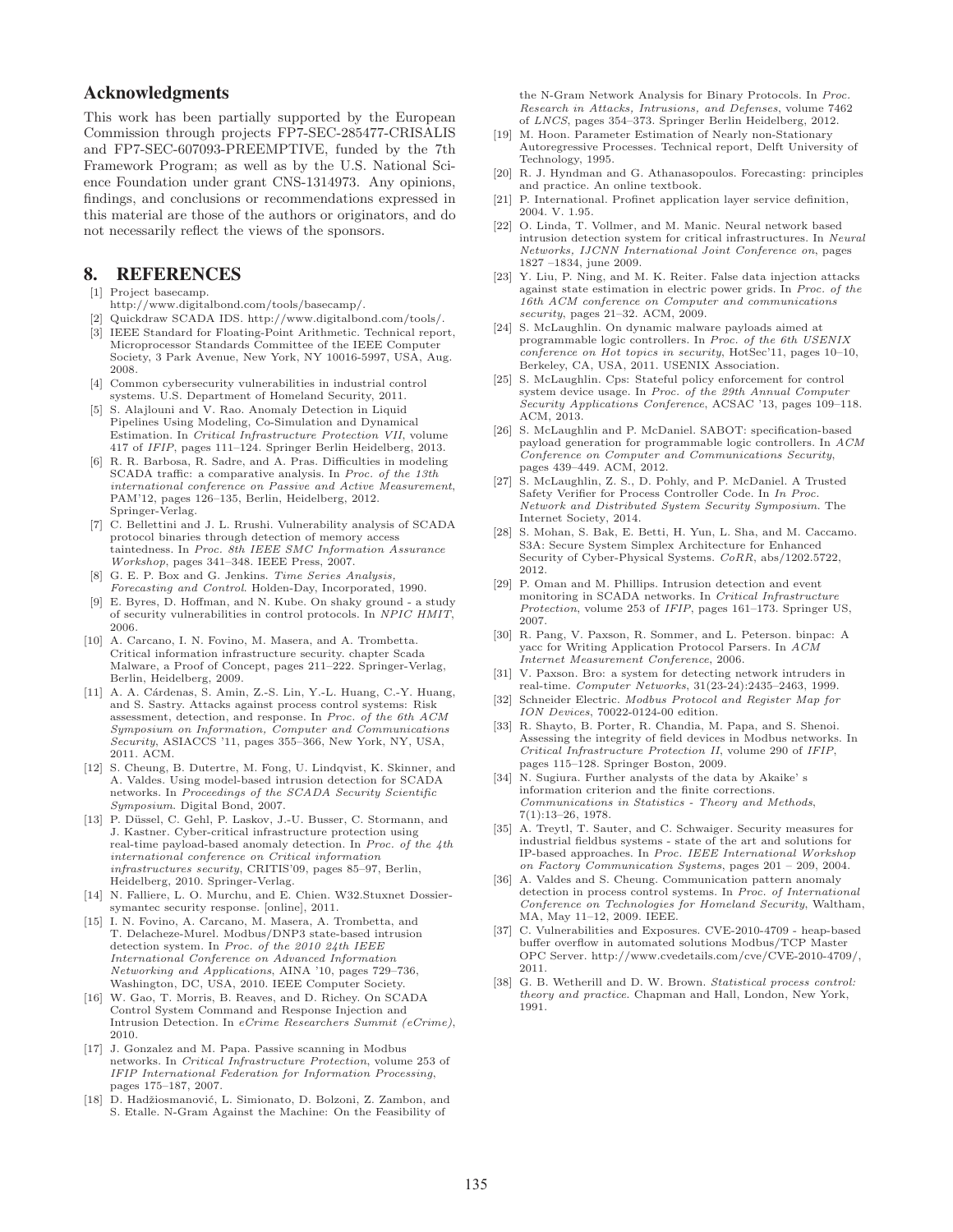## Acknowledgments

This work has been partially supported by the European Commission through projects FP7-SEC-285477-CRISALIS and FP7-SEC-607093-PREEMPTIVE, funded by the 7th Framework Program; as well as by the U.S. National Science Foundation under grant CNS-1314973. Any opinions, findings, and conclusions or recommendations expressed in this material are those of the authors or originators, and do not necessarily reflect the views of the sponsors.

# 8. REFERENCES

[1] Project basecamp. http://www.digitalbond.com/tools/basecamp/.

[2] Quickdraw SCADA IDS. http://www.digitalbond.com/tools/.

[3] IEEE Standard for Floating-Point Arithmetic. Technical report, Microprocessor Standards Committee of the IEEE Computer Society, 3 Park Avenue, New York, NY 10016-5997, USA, Aug. 2008.

[4] Common cybersecurity vulnerabilities in industrial control systems. U.S. Department of Homeland Security, 2011.

[5] S. Alajlouni and V. Rao. Anomaly Detection in Liquid Pipelines Using Modeling, Co-Simulation and Dynamical Estimation. In *Critical Infrastructure Protection VII*, volume 417 of *IFIP*, pages 111–124. Springer Berlin Heidelberg, 2013.

[6] R. R. Barbosa, R. Sadre, and A. Pras. Difficulties in modeling SCADA traffic: a comparative analysis. In *Proc. of the 13th international conference on Passive and Active Measurement*, PAM'12, pages 126–135, Berlin, Heidelberg, 2012. Springer-Verlag.

[7] C. Bellettini and J. L. Rrushi. Vulnerability analysis of SCADA protocol binaries through detection of memory access taintedness. In *Proc. 8th IEEE SMC Information Assurance Workshop*, pages 341–348. IEEE Press, 2007.

[8] G. E. P. Box and G. Jenkins. *Time Series Analysis, Forecasting and Control*. Holden-Day, Incorporated, 1990.

[9] E. Byres, D. Hoffman, and N. Kube. On shaky ground - a study of security vulnerabilities in control protocols. In *NPIC HMIT*, 2006.

[10] A. Carcano, I. N. Fovino, M. Masera, and A. Trombetta. Critical information infrastructure security. chapter Scada Malware, a Proof of Concept, pages 211–222. Springer-Verlag, Berlin, Heidelberg, 2009.

[11] A. A. Cárdenas, S. Amin, Z.-S. Lin, Y.-L. Huang, C.-Y. Huang, and S. Sastry. Attacks against process control systems: Risk assessment, detection, and response. In *Proc. of the 6th ACM Symposium on Information, Computer and Communications Security*, ASIACCS '11, pages 355–366, New York, NY, USA, 2011. ACM.

[12] S. Cheung, B. Dutertre, M. Fong, U. Lindqvist, K. Skinner, and A. Valdes. Using model-based intrusion detection for SCADA networks. In *Proceedings of the SCADA Security Scientific Symposium*. Digital Bond, 2007.

[13] P. Düssel, C. Gehl, P. Laskov, J.-U. Busser, C. Stormann, and J. Kastner. Cyber-critical infrastructure protection using real-time payload-based anomaly detection. In *Proc. of the 4th international conference on Critical information infrastructures security*, CRITIS'09, pages 85–97, Berlin, Heidelberg, 2010. Springer-Verlag.

[14] N. Falliere, L. O. Murchu, and E. Chien. W32.Stuxnet Dossier-symantec security response. [online], 2011.

[15] I. N. Fovino, A. Carcano, M. Masera, A. Trombetta, and T. Delacheze-Murel. Modbus/DNP3 state-based intrusion detection system. In *Proc. of the 2010 24th IEEE International Conference on Advanced Information Networking and Applications*, AINA '10, pages 729–736, Washington, DC, USA, 2010. IEEE Computer Society.

[16] W. Gao, T. Morris, B. Reaves, and D. Richey. On SCADA Control System Command and Response Injection and Intrusion Detection. In *eCrime Researchers Summit (eCrime)*, 2010.

[17] J. Gonzalez and M. Papa. Passive scanning in Modbus networks. In *Critical Infrastructure Protection*, volume 253 of *IFIP International Federation for Information Processing*, pages 175–187, 2007.

[18] D. Hadžiosmanović, L. Simionato, D. Bolzoni, Z. Zambon, and S. Etalle. N-Gram Against the Machine: On the Feasibility of the N-Gram Network Analysis for Binary Protocols. In *Proc. Research in Attacks, Intrusions, and Defenses*, volume 7462 of *LNCS*, pages 354–373. Springer Berlin Heidelberg, 2012.

[19] M. Hoon. Parameter Estimation of Nearly non-Stationary Autoregressive Processes. Technical report, Delft University of Technology, 1995.

[20] R. J. Hyndman and G. Athanasopoulos. Forecasting: principles and practice. An online textbook.

[21] P. International. Profinet application layer service definition, 2004. V. 1.95.

[22] O. Linda, T. Vollmer, and M. Manic. Neural network based intrusion detection system for critical infrastructures. In *Neural Networks, IJCNN International Joint Conference on*, pages 1827 –1834, june 2009.

[23] Y. Liu, P. Ning, and M. K. Reiter. False data injection attacks against state estimation in electric power grids. In *Proc. of the 16th ACM conference on Computer and communications security*, pages 21–32. ACM, 2009.

[24] S. McLaughlin. On dynamic malware payloads aimed at programmable logic controllers. In *Proc. of the 6th USENIX conference on Hot topics in security*, HotSec'11, pages 10–10, Berkeley, CA, USA, 2011. USENIX Association.

[25] S. McLaughlin. Cps: Stateful policy enforcement for control system device usage. In *Proc. of the 29th Annual Computer Security Applications Conference*, ACSAC '13, pages 109–118. ACM, 2013.

[26] S. McLaughlin and P. McDaniel. SABOT: specification-based payload generation for programmable logic controllers. In *ACM Conference on Computer and Communications Security*, pages 439–449. ACM, 2012.

[27] S. McLaughlin, Z. S., D. Pohly, and P. McDaniel. A Trusted Safety Verifier for Process Controller Code. In *In Proc. Network and Distributed System Security Symposium*. The Internet Society, 2014.

[28] S. Mohan, S. Bak, E. Betti, H. Yun, L. Sha, and M. Caccamo. S3A: Secure System Simplex Architecture for Enhanced Security of Cyber-Physical Systems. *CoRR*, abs/1202.5722, 2012.

[29] P. Oman and M. Phillips. Intrusion detection and event monitoring in SCADA networks. In *Critical Infrastructure Protection*, volume 253 of *IFIP*, pages 161–173. Springer US, 2007.

[30] R. Pang, V. Paxson, R. Sommer, and L. Peterson. binpac: A yacc for Writing Application Protocol Parsers. In *ACM Internet Measurement Conference*, 2006.

[31] V. Paxson. Bro: a system for detecting network intruders in real-time. *Computer Networks*, 31(23-24):2435–2463, 1999.

[32] Schneider Electric. *Modbus Protocol and Register Map for ION Devices*, 70022-0124-00 edition.

[33] R. Shayto, B. Porter, R. Chandia, M. Papa, and S. Shenoi. Assessing the integrity of field devices in Modbus networks. In *Critical Infrastructure Protection II*, volume 290 of *IFIP*, pages 115–128. Springer Boston, 2009.

[34] N. Sugiura. Further analysts of the data by Akaike' s information criterion and the finite corrections. *Communications in Statistics - Theory and Methods*, 7(1):13–26, 1978.

[35] A. Treytl, T. Sauter, and C. Schwaiger. Security measures for industrial fieldbus systems - state of the art and solutions for IP-based approaches. In *Proc. IEEE International Workshop on Factory Communication Systems*, pages 201 – 209, 2004.

[36] A. Valdes and S. Cheung. Communication pattern anomaly detection in process control systems. In *Proc. of International Conference on Technologies for Homeland Security*, Waltham, MA, May 11–12, 2009. IEEE.

[37] C. Vulnerabilities and Exposures. CVE-2010-4709 - heap-based buffer overflow in automated solutions Modbus/TCP Master OPC Server. http://www.cvedetails.com/cve/CVE-2010-4709/, 2011.

[38] G. B. Wetherill and D. W. Brown. *Statistical process control: theory and practice*. Chapman and Hall, London, New York, 1991.